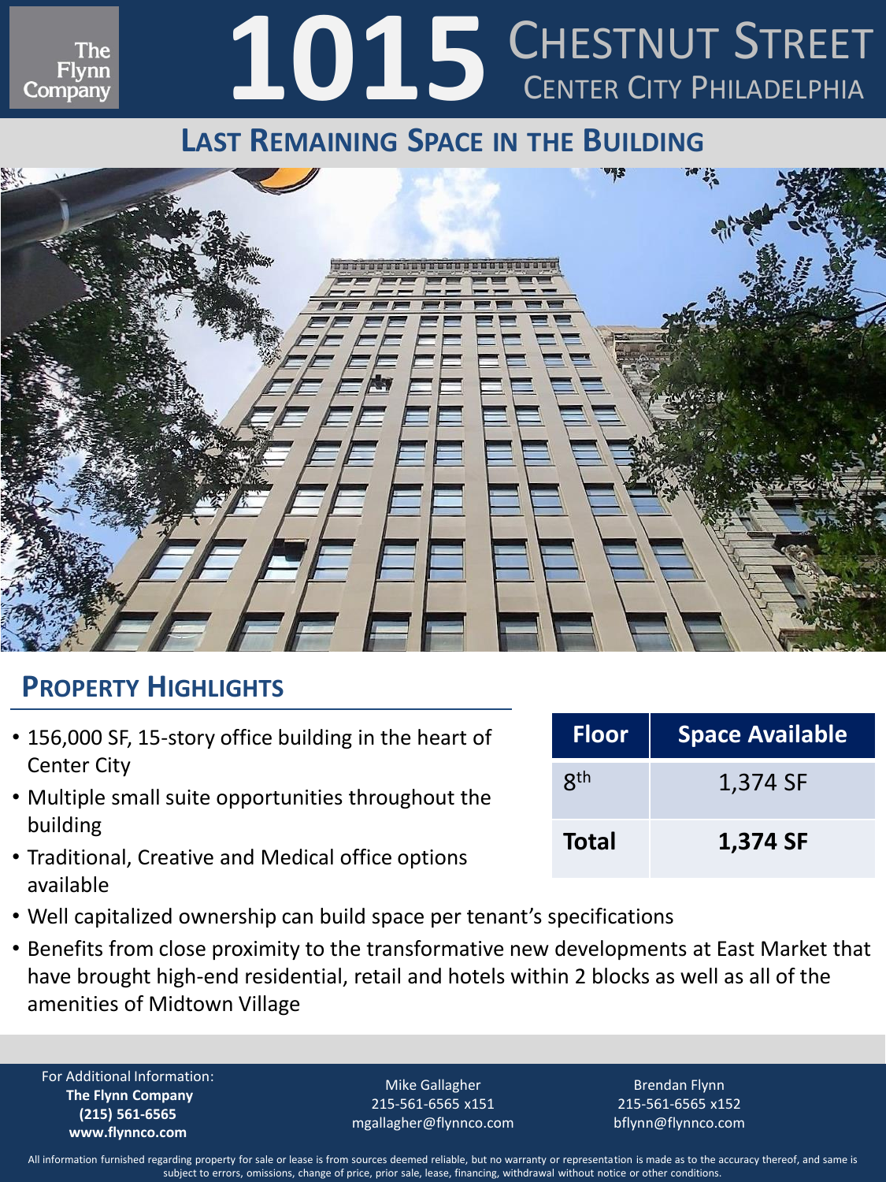The Flynn Company

# 1015 Chestnut Street

## Center City Philadelphia

## Last Remaining Space in the Building

## Property Highlights

- 156,000 SF, 15-story office building in the heart of Center City
- Multiple small suite opportunities throughout the building
- Traditional, Creative and Medical office options available
- Well capitalized ownership can build space per tenant's specifications
- Benefits from close proximity to the transformative new developments at East Market that have brought high-end residential, retail and hotels within 2 blocks as well as all of the amenities of Midtown Village

| Floor | Space Available |
|---|---|
| 8th | 1,374 SF |
| **Total** | **1,374 SF** |

For Additional Information:
**The Flynn Company**
**(215) 561-6565**
**www.flynnco.com**

Mike Gallagher
215-561-6565 x151
mgallagher@flynnco.com

Brendan Flynn
215-561-6565 x152
bflynn@flynnco.com

All information furnished regarding property for sale or lease is from sources deemed reliable, but no warranty or representation is made as to the accuracy thereof, and same is subject to errors, omissions, change of price, prior sale, lease, financing, withdrawal without notice or other conditions.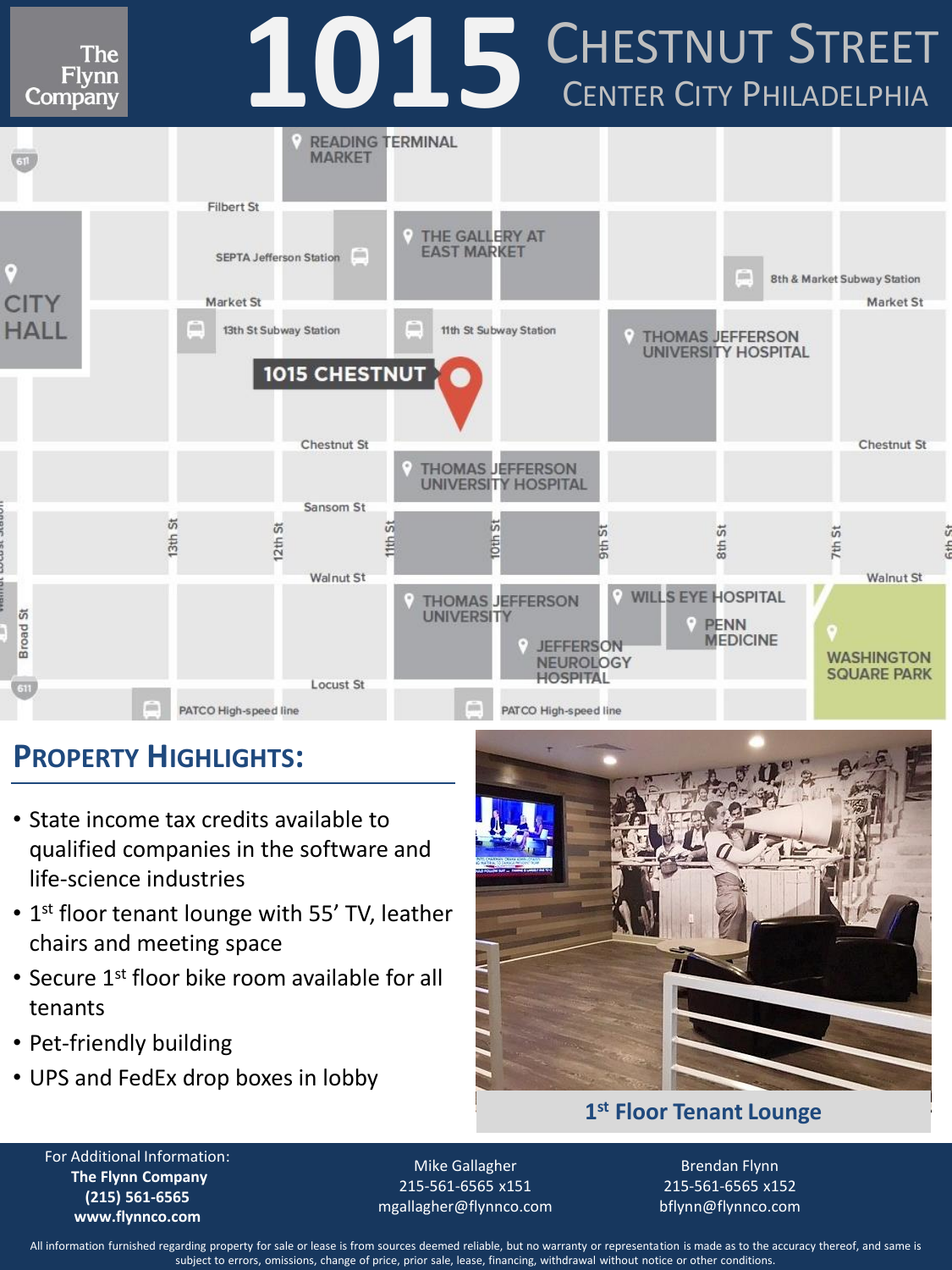The Flynn Company

# 1015 Chestnut Street

## Center City Philadelphia

READING TERMINAL MARKET

Filbert St

SEPTA Jefferson Station

THE GALLERY AT EAST MARKET

CITY HALL

Market St

8th & Market Subway Station

13th St Subway Station

11th St Subway Station

THOMAS JEFFERSON UNIVERSITY HOSPITAL

1015 CHESTNUT

Chestnut St

THOMAS JEFFERSON UNIVERSITY HOSPITAL

Sansom St

13th St

12th St

11th St

10th St

9th St

8th St

7th St

6th St

Walnut St

THOMAS JEFFERSON UNIVERSITY

WILLS EYE HOSPITAL

PENN MEDICINE

JEFFERSON NEUROLOGY HOSPITAL

WASHINGTON SQUARE PARK

Broad St

Locust St

PATCO High-speed line

## Property Highlights:

- State income tax credits available to qualified companies in the software and life-science industries
- 1st floor tenant lounge with 55' TV, leather chairs and meeting space
- Secure 1st floor bike room available for all tenants
- Pet-friendly building
- UPS and FedEx drop boxes in lobby

1st Floor Tenant Lounge

For Additional Information:
**The Flynn Company**
**(215) 561-6565**
**www.flynnco.com**

Mike Gallagher
215-561-6565 x151
mgallagher@flynnco.com

Brendan Flynn
215-561-6565 x152
bflynn@flynnco.com

All information furnished regarding property for sale or lease is from sources deemed reliable, but no warranty or representation is made as to the accuracy thereof, and same is subject to errors, omissions, change of price, prior sale, lease, financing, withdrawal without notice or other conditions.